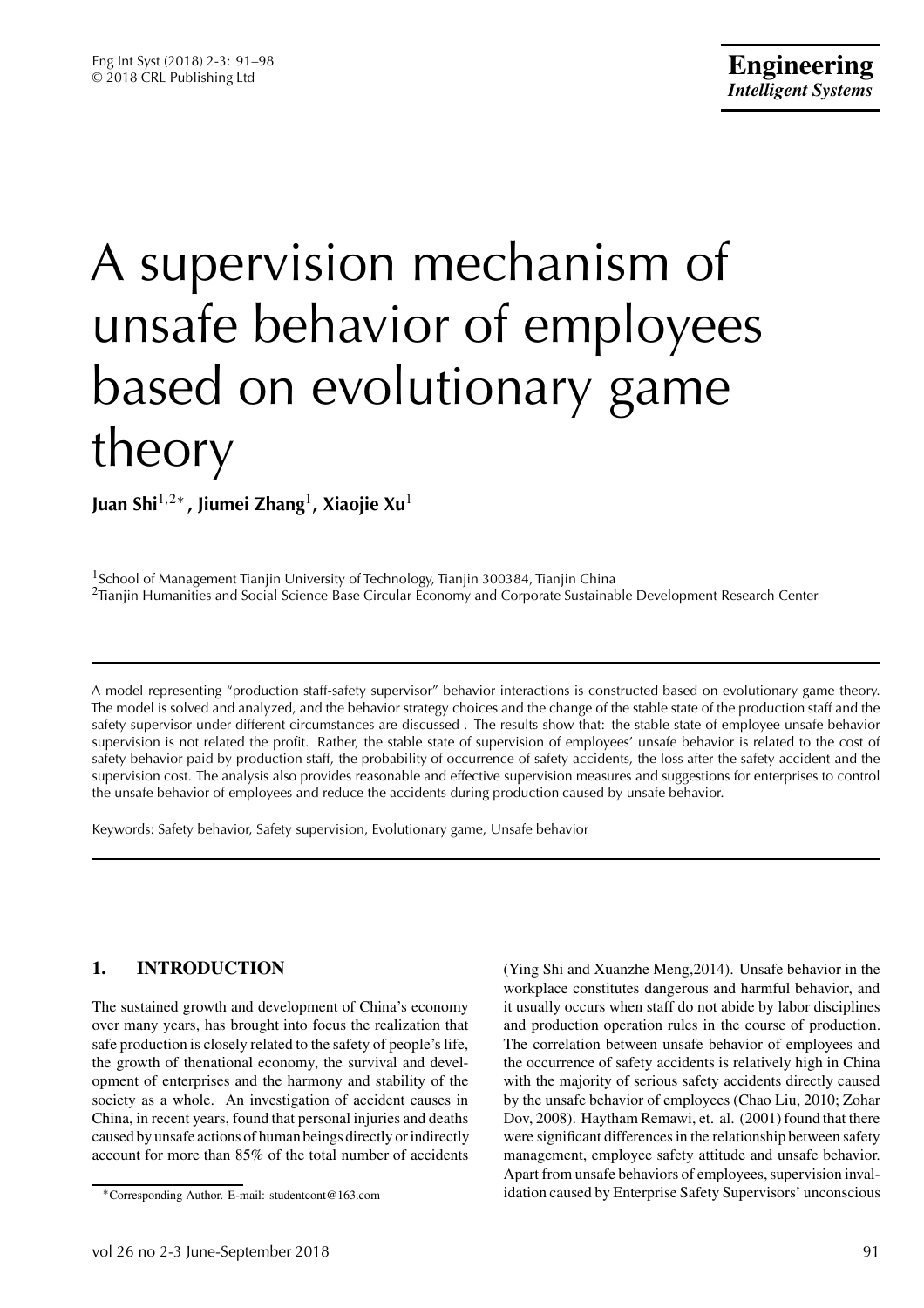# A supervision mechanism of unsafe behavior of employees based on evolutionary game theory

**Juan Shi**[1,2*]**, Jiumei Zhang**[1]**, Xiaojie Xu**[1]

[1]School of Management Tianjin University of Technology, Tianjin 300384, Tianjin China
[2]Tianjin Humanities and Social Science Base Circular Economy and Corporate Sustainable Development Research Center

A model representing "production staff-safety supervisor" behavior interactions is constructed based on evolutionary game theory. The model is solved and analyzed, and the behavior strategy choices and the change of the stable state of the production staff and the safety supervisor under different circumstances are discussed . The results show that: the stable state of employee unsafe behavior supervision is not related the profit. Rather, the stable state of supervision of employees' unsafe behavior is related to the cost of safety behavior paid by production staff, the probability of occurrence of safety accidents, the loss after the safety accident and the supervision cost. The analysis also provides reasonable and effective supervision measures and suggestions for enterprises to control the unsafe behavior of employees and reduce the accidents during production caused by unsafe behavior.

Keywords: Safety behavior, Safety supervision, Evolutionary game, Unsafe behavior

## 1. INTRODUCTION

The sustained growth and development of China's economy over many years, has brought into focus the realization that safe production is closely related to the safety of people's life, the growth of thenational economy, the survival and development of enterprises and the harmony and stability of the society as a whole. An investigation of accident causes in China, in recent years, found that personal injuries and deaths caused by unsafe actions of human beings directly or indirectly account for more than 85% of the total number of accidents (Ying Shi and Xuanzhe Meng,2014). Unsafe behavior in the workplace constitutes dangerous and harmful behavior, and it usually occurs when staff do not abide by labor disciplines and production operation rules in the course of production. The correlation between unsafe behavior of employees and the occurrence of safety accidents is relatively high in China with the majority of serious safety accidents directly caused by the unsafe behavior of employees (Chao Liu, 2010; Zohar Dov, 2008). Haytham Remawi, et. al. (2001) found that there were significant differences in the relationship between safety management, employee safety attitude and unsafe behavior. Apart from unsafe behaviors of employees, supervision invalidation caused by Enterprise Safety Supervisors' unconscious

*Corresponding Author. E-mail: studentcont@163.com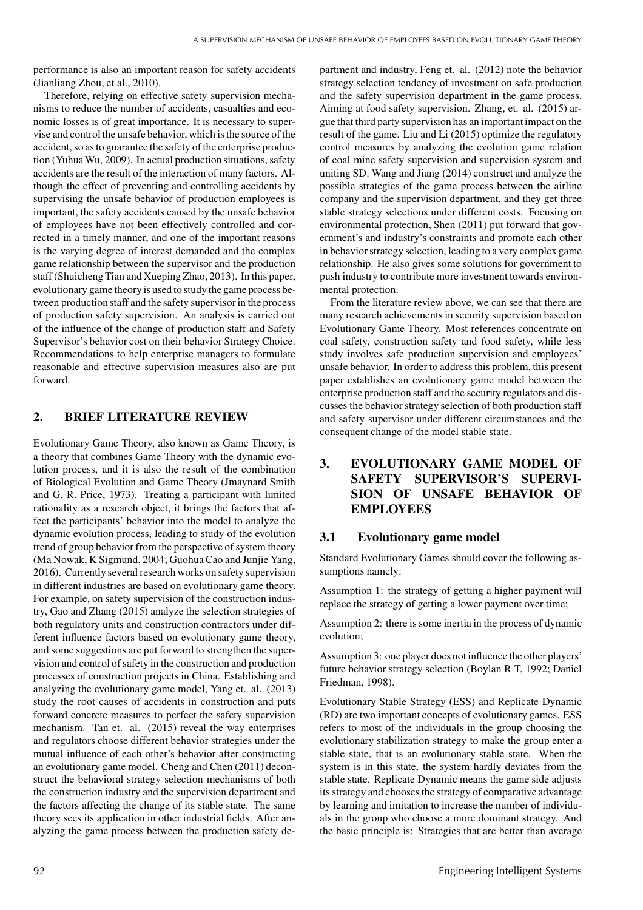performance is also an important reason for safety accidents (Jianliang Zhou, et al., 2010).

Therefore, relying on effective safety supervision mechanisms to reduce the number of accidents, casualties and economic losses is of great importance. It is necessary to supervise and control the unsafe behavior, which is the source of the accident, so as to guarantee the safety of the enterprise production (Yuhua Wu, 2009). In actual production situations, safety accidents are the result of the interaction of many factors. Although the effect of preventing and controlling accidents by supervising the unsafe behavior of production employees is important, the safety accidents caused by the unsafe behavior of employees have not been effectively controlled and corrected in a timely manner, and one of the important reasons is the varying degree of interest demanded and the complex game relationship between the supervisor and the production staff (Shuicheng Tian and Xueping Zhao, 2013). In this paper, evolutionary game theory is used to study the game process between production staff and the safety supervisor in the process of production safety supervision. An analysis is carried out of the influence of the change of production staff and Safety Supervisor's behavior cost on their behavior Strategy Choice. Recommendations to help enterprise managers to formulate reasonable and effective supervision measures also are put forward.

## 2. BRIEF LITERATURE REVIEW

Evolutionary Game Theory, also known as Game Theory, is a theory that combines Game Theory with the dynamic evolution process, and it is also the result of the combination of Biological Evolution and Game Theory (Jmaynard Smith and G. R. Price, 1973). Treating a participant with limited rationality as a research object, it brings the factors that affect the participants' behavior into the model to analyze the dynamic evolution process, leading to study of the evolution trend of group behavior from the perspective of system theory (Ma Nowak, K Sigmund, 2004; Guohua Cao and Junjie Yang, 2016). Currently several research works on safety supervision in different industries are based on evolutionary game theory. For example, on safety supervision of the construction industry, Gao and Zhang (2015) analyze the selection strategies of both regulatory units and construction contractors under different influence factors based on evolutionary game theory, and some suggestions are put forward to strengthen the supervision and control of safety in the construction and production processes of construction projects in China. Establishing and analyzing the evolutionary game model, Yang et. al. (2013) study the root causes of accidents in construction and puts forward concrete measures to perfect the safety supervision mechanism. Tan et. al. (2015) reveal the way enterprises and regulators choose different behavior strategies under the mutual influence of each other's behavior after constructing an evolutionary game model. Cheng and Chen (2011) deconstruct the behavioral strategy selection mechanisms of both the construction industry and the supervision department and the factors affecting the change of its stable state. The same theory sees its application in other industrial fields. After analyzing the game process between the production safety department and industry, Feng et. al. (2012) note the behavior strategy selection tendency of investment on safe production and the safety supervision department in the game process. Aiming at food safety supervision. Zhang, et. al. (2015) argue that third party supervision has an important impact on the result of the game. Liu and Li (2015) optimize the regulatory control measures by analyzing the evolution game relation of coal mine safety supervision and supervision system and uniting SD. Wang and Jiang (2014) construct and analyze the possible strategies of the game process between the airline company and the supervision department, and they get three stable strategy selections under different costs. Focusing on environmental protection, Shen (2011) put forward that government's and industry's constraints and promote each other in behavior strategy selection, leading to a very complex game relationship. He also gives some solutions for government to push industry to contribute more investment towards environmental protection.

From the literature review above, we can see that there are many research achievements in security supervision based on Evolutionary Game Theory. Most references concentrate on coal safety, construction safety and food safety, while less study involves safe production supervision and employees' unsafe behavior. In order to address this problem, this present paper establishes an evolutionary game model between the enterprise production staff and the security regulators and discusses the behavior strategy selection of both production staff and safety supervisor under different circumstances and the consequent change of the model stable state.

## 3. EVOLUTIONARY GAME MODEL OF SAFETY SUPERVISOR'S SUPERVISION OF UNSAFE BEHAVIOR OF EMPLOYEES

### 3.1 Evolutionary game model

Standard Evolutionary Games should cover the following assumptions namely:

Assumption 1: the strategy of getting a higher payment will replace the strategy of getting a lower payment over time;

Assumption 2: there is some inertia in the process of dynamic evolution;

Assumption 3: one player does not influence the other players' future behavior strategy selection (Boylan R T, 1992; Daniel Friedman, 1998).

Evolutionary Stable Strategy (ESS) and Replicate Dynamic (RD) are two important concepts of evolutionary games. ESS refers to most of the individuals in the group choosing the evolutionary stabilization strategy to make the group enter a stable state, that is an evolutionary stable state. When the system is in this state, the system hardly deviates from the stable state. Replicate Dynamic means the game side adjusts its strategy and chooses the strategy of comparative advantage by learning and imitation to increase the number of individuals in the group who choose a more dominant strategy. And the basic principle is: Strategies that are better than average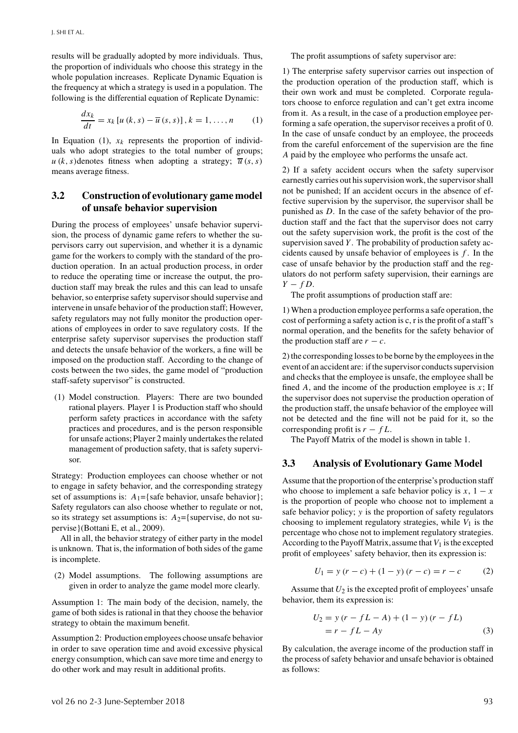results will be gradually adopted by more individuals. Thus, the proportion of individuals who choose this strategy in the whole population increases. Replicate Dynamic Equation is the frequency at which a strategy is used in a population. The following is the differential equation of Replicate Dynamic:

$$\frac{dx_k}{dt} = x_k \left[ u(k, s) - \overline{u}(s, s) \right], k = 1, \ldots, n \tag{1}$$

In Equation (1), $x_k$ represents the proportion of individuals who adopt strategies to the total number of groups; $u(k, s)$denotes fitness when adopting a strategy; $\overline{u}(s, s)$ means average fitness.

### 3.2 Construction of evolutionary game model of unsafe behavior supervision

During the process of employees' unsafe behavior supervision, the process of dynamic game refers to whether the supervisors carry out supervision, and whether it is a dynamic game for the workers to comply with the standard of the production operation. In an actual production process, in order to reduce the operating time or increase the output, the production staff may break the rules and this can lead to unsafe behavior, so enterprise safety supervisor should supervise and intervene in unsafe behavior of the production staff; However, safety regulators may not fully monitor the production operations of employees in order to save regulatory costs. If the enterprise safety supervisor supervises the production staff and detects the unsafe behavior of the workers, a fine will be imposed on the production staff. According to the change of costs between the two sides, the game model of "production staff-safety supervisor" is constructed.

(1) Model construction. Players: There are two bounded rational players. Player 1 is Production staff who should perform safety practices in accordance with the safety practices and procedures, and is the person responsible for unsafe actions; Player 2 mainly undertakes the related management of production safety, that is safety supervisor.

Strategy: Production employees can choose whether or not to engage in safety behavior, and the corresponding strategy set of assumptions is: $A_1$={safe behavior, unsafe behavior}; Safety regulators can also choose whether to regulate or not, so its strategy set assumptions is: $A_2$={supervise, do not supervise}(Bottani E, et al., 2009).

All in all, the behavior strategy of either party in the model is unknown. That is, the information of both sides of the game is incomplete.

(2) Model assumptions. The following assumptions are given in order to analyze the game model more clearly.

Assumption 1: The main body of the decision, namely, the game of both sides is rational in that they choose the behavior strategy to obtain the maximum benefit.

Assumption 2: Production employees choose unsafe behavior in order to save operation time and avoid excessive physical energy consumption, which can save more time and energy to do other work and may result in additional profits.

The profit assumptions of safety supervisor are:

1) The enterprise safety supervisor carries out inspection of the production operation of the production staff, which is their own work and must be completed. Corporate regulators choose to enforce regulation and can't get extra income from it. As a result, in the case of a production employee performing a safe operation, the supervisor receives a profit of 0. In the case of unsafe conduct by an employee, the proceeds from the careful enforcement of the supervision are the fine $A$ paid by the employee who performs the unsafe act.

2) If a safety accident occurs when the safety supervisor earnestly carries out his supervision work, the supervisor shall not be punished; If an accident occurs in the absence of effective supervision by the supervisor, the supervisor shall be punished as $D$. In the case of the safety behavior of the production staff and the fact that the supervisor does not carry out the safety supervision work, the profit is the cost of the supervision saved $Y$. The probability of production safety accidents caused by unsafe behavior of employees is $f$. In the case of unsafe behavior by the production staff and the regulators do not perform safety supervision, their earnings are $Y - fD$.

The profit assumptions of production staff are:

1) When a production employee performs a safe operation, the cost of performing a safety action is c, r is the profit of a staff's normal operation, and the benefits for the safety behavior of the production staff are $r - c$.

2) the corresponding losses to be borne by the employees in the event of an accident are: if the supervisor conducts supervision and checks that the employee is unsafe, the employee shall be fined $A$, and the income of the production employee is $x$; If the supervisor does not supervise the production operation of the production staff, the unsafe behavior of the employee will not be detected and the fine will not be paid for it, so the corresponding profit is $r - fL$.

The Payoff Matrix of the model is shown in table 1.

### 3.3 Analysis of Evolutionary Game Model

Assume that the proportion of the enterprise's production staff who choose to implement a safe behavior policy is $x$, $1 - x$ is the proportion of people who choose not to implement a safe behavior policy; $y$ is the proportion of safety regulators choosing to implement regulatory strategies, while $V_1$ is the percentage who chose not to implement regulatory strategies. According to the Payoff Matrix, assume that $V_1$ is the excepted profit of employees' safety behavior, then its expression is:

$$U_1 = y(r - c) + (1 - y)(r - c) = r - c \tag{2}$$

Assume that $U_2$ is the excepted profit of employees' unsafe behavior, them its expression is:

$$\begin{aligned} U_2 &= y(r - fL - A) + (1 - y)(r - fL) \\ &= r - fL - Ay \end{aligned} \tag{3}$$

By calculation, the average income of the production staff in the process of safety behavior and unsafe behavior is obtained as follows: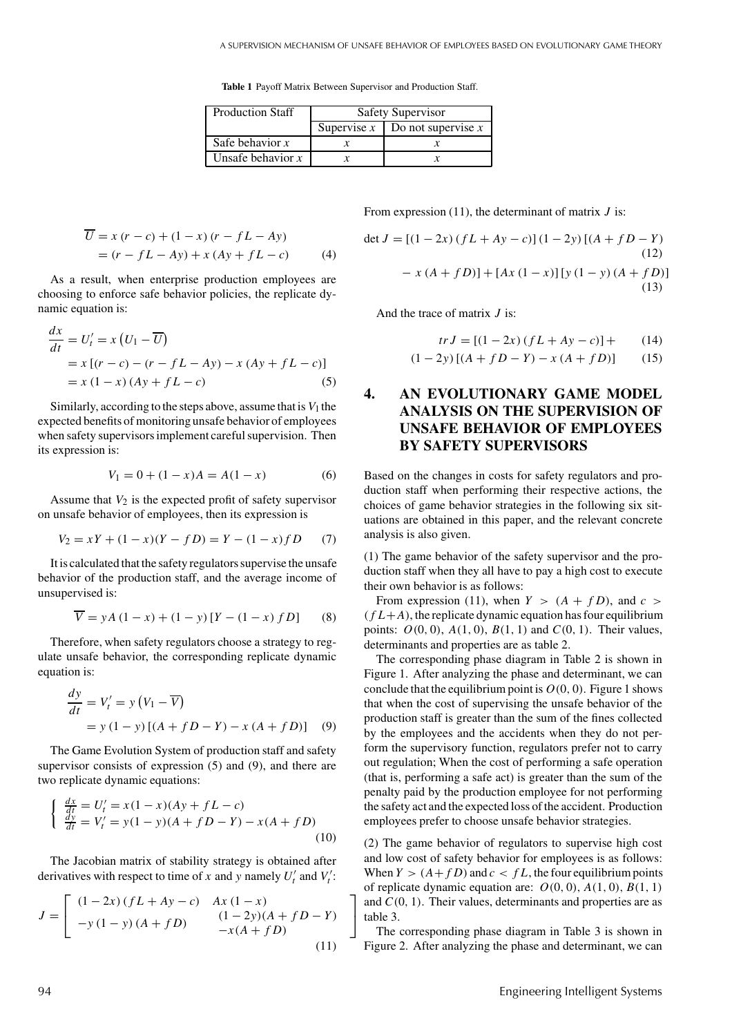**Table 1** Payoff Matrix Between Supervisor and Production Staff.

| Production Staff | Safety Supervisor | |
|---|---|---|
| | Supervise $x$ | Do not supervise $x$ |
| Safe behavior $x$ | $x$ | $x$ |
| Unsafe behavior $x$ | $x$ | $x$ |

$$\overline{U} = x(r-c) + (1-x)(r - fL - Ay) = (r - fL - Ay) + x(Ay + fL - c) \tag{4}$$

As a result, when enterprise production employees are choosing to enforce safe behavior policies, the replicate dynamic equation is:

$$\frac{dx}{dt} = U_t' = x\left(U_1 - \overline{U}\right) = x\left[(r-c) - (r - fL - Ay) - x(Ay + fL - c)\right] = x(1-x)(Ay + fL - c) \tag{5}$$

Similarly, according to the steps above, assume that is $V_1$ the expected benefits of monitoring unsafe behavior of employees when safety supervisors implement careful supervision. Then its expression is:

$$V_1 = 0 + (1-x)A = A(1-x) \tag{6}$$

Assume that $V_2$ is the expected profit of safety supervisor on unsafe behavior of employees, then its expression is

$$V_2 = xY + (1-x)(Y - fD) = Y - (1-x)fD \tag{7}$$

It is calculated that the safety regulators supervise the unsafe behavior of the production staff, and the average income of unsupervised is:

$$\overline{V} = yA(1-x) + (1-y)\left[Y - (1-x)fD\right] \tag{8}$$

Therefore, when safety regulators choose a strategy to regulate unsafe behavior, the corresponding replicate dynamic equation is:

$$\frac{dy}{dt} = V_t' = y\left(V_1 - \overline{V}\right) = y(1-y)\left[(A + fD - Y) - x(A + fD)\right] \tag{9}$$

The Game Evolution System of production staff and safety supervisor consists of expression (5) and (9), and there are two replicate dynamic equations:

$$\begin{cases} \frac{dx}{dt} = U_t' = x(1-x)(Ay + fL - c) \\ \frac{dy}{dt} = V_t' = y(1-y)(A + fD - Y) - x(A + fD) \end{cases} \tag{10}$$

The Jacobian matrix of stability strategy is obtained after derivatives with respect to time of $x$ and $y$ namely $U_t'$ and $V_t'$:

$$J = \begin{bmatrix} (1-2x)(fL + Ay - c) & Ax(1-x) \\ -y(1-y)(A + fD) & \begin{matrix}(1-2y)(A + fD - Y) \\ -x(A + fD)\end{matrix} \end{bmatrix} \tag{11}$$

From expression (11), the determinant of matrix $J$ is:

$$\det J = \left[(1-2x)(fL + Ay - c)\right](1-2y)\left[(A + fD - Y) \right. \tag{12}$$

$$\left. - x(A + fD)\right] + \left[Ax(1-x)\right]\left[y(1-y)(A + fD)\right] \tag{13}$$

And the trace of matrix $J$ is:

$$tr\,J = \left[(1-2x)(fL + Ay - c)\right] + \tag{14}$$

$$(1-2y)\left[(A + fD - Y) - x(A + fD)\right] \tag{15}$$

## 4. AN EVOLUTIONARY GAME MODEL ANALYSIS ON THE SUPERVISION OF UNSAFE BEHAVIOR OF EMPLOYEES BY SAFETY SUPERVISORS

Based on the changes in costs for safety regulators and production staff when performing their respective actions, the choices of game behavior strategies in the following six situations are obtained in this paper, and the relevant concrete analysis is also given.

(1) The game behavior of the safety supervisor and the production staff when they all have to pay a high cost to execute their own behavior is as follows:

From expression (11), when $Y > (A + fD)$, and $c > (fL + A)$, the replicate dynamic equation has four equilibrium points: $O(0, 0)$, $A(1, 0)$, $B(1, 1)$ and $C(0, 1)$. Their values, determinants and properties are as table 2.

The corresponding phase diagram in Table 2 is shown in Figure 1. After analyzing the phase and determinant, we can conclude that the equilibrium point is $O(0, 0)$. Figure 1 shows that when the cost of supervising the unsafe behavior of the production staff is greater than the sum of the fines collected by the employees and the accidents when they do not perform the supervisory function, regulators prefer not to carry out regulation; When the cost of performing a safe operation (that is, performing a safe act) is greater than the sum of the penalty paid by the production employee for not performing the safety act and the expected loss of the accident. Production employees prefer to choose unsafe behavior strategies.

(2) The game behavior of regulators to supervise high cost and low cost of safety behavior for employees is as follows: When $Y > (A + fD)$ and $c < fL$, the four equilibrium points of replicate dynamic equation are: $O(0, 0)$, $A(1, 0)$, $B(1, 1)$ and $C(0, 1)$. Their values, determinants and properties are as table 3.

The corresponding phase diagram in Table 3 is shown in Figure 2. After analyzing the phase and determinant, we can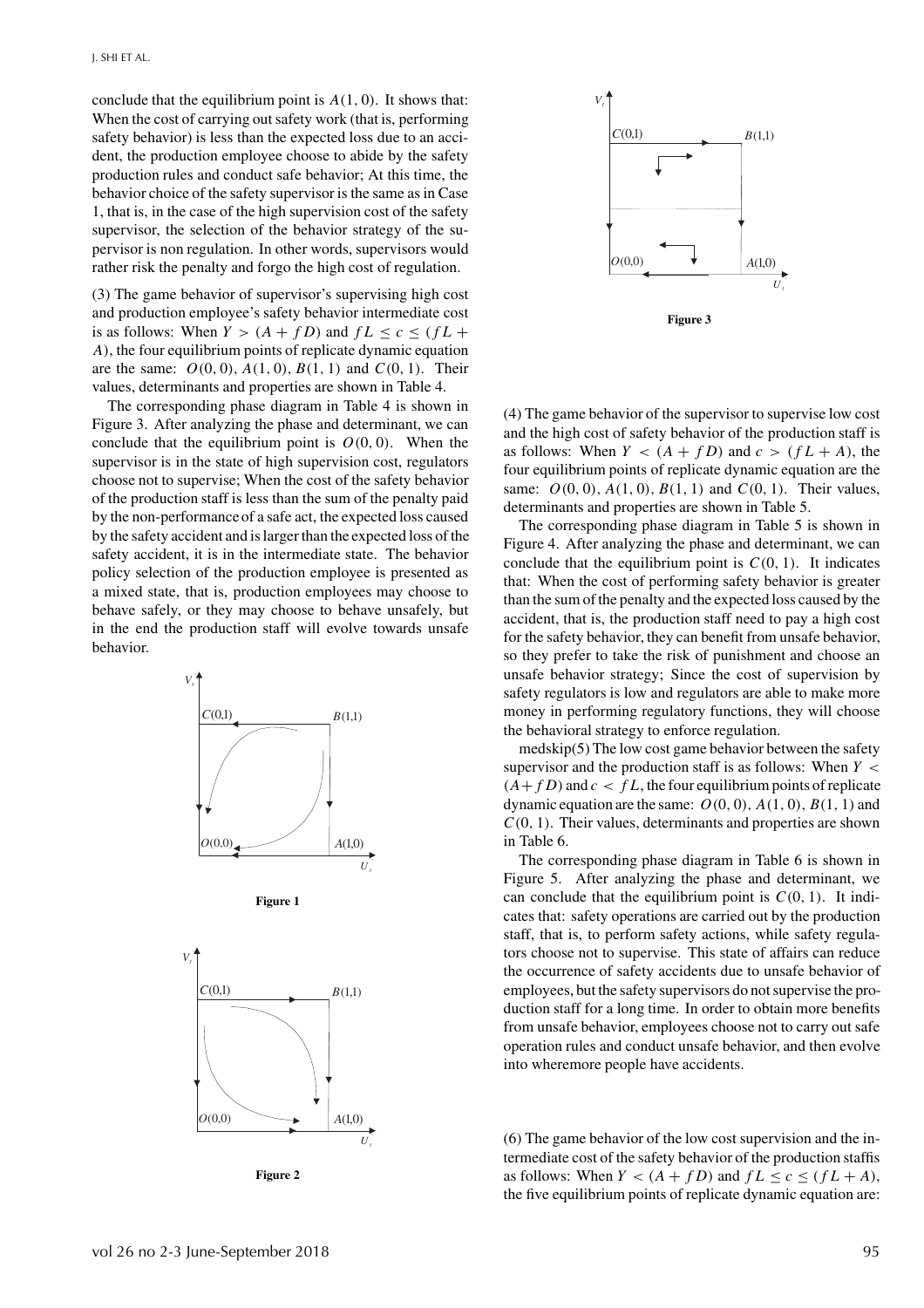conclude that the equilibrium point is $A(1, 0)$. It shows that: When the cost of carrying out safety work (that is, performing safety behavior) is less than the expected loss due to an accident, the production employee choose to abide by the safety production rules and conduct safe behavior; At this time, the behavior choice of the safety supervisor is the same as in Case 1, that is, in the case of the high supervision cost of the safety supervisor, the selection of the behavior strategy of the supervisor is non regulation. In other words, supervisors would rather risk the penalty and forgo the high cost of regulation.

(3) The game behavior of supervisor's supervising high cost and production employee's safety behavior intermediate cost is as follows: When $Y > (A + fD)$ and $fL \leq c \leq (fL + A)$, the four equilibrium points of replicate dynamic equation are the same: $O(0, 0)$, $A(1, 0)$, $B(1, 1)$ and $C(0, 1)$. Their values, determinants and properties are shown in Table 4.

The corresponding phase diagram in Table 4 is shown in Figure 3. After analyzing the phase and determinant, we can conclude that the equilibrium point is $O(0, 0)$. When the supervisor is in the state of high supervision cost, regulators choose not to supervise; When the cost of the safety behavior of the production staff is less than the sum of the penalty paid by the non-performance of a safe act, the expected loss caused by the safety accident and is larger than the expected loss of the safety accident, it is in the intermediate state. The behavior policy selection of the production employee is presented as a mixed state, that is, production employees may choose to behave safely, or they may choose to behave unsafely, but in the end the production staff will evolve towards unsafe behavior.

Figure 1

Figure 2

Figure 3

(4) The game behavior of the supervisor to supervise low cost and the high cost of safety behavior of the production staff is as follows: When $Y < (A + fD)$ and $c > (fL + A)$, the four equilibrium points of replicate dynamic equation are the same: $O(0, 0)$, $A(1, 0)$, $B(1, 1)$ and $C(0, 1)$. Their values, determinants and properties are shown in Table 5.

The corresponding phase diagram in Table 5 is shown in Figure 4. After analyzing the phase and determinant, we can conclude that the equilibrium point is $C(0, 1)$. It indicates that: When the cost of performing safety behavior is greater than the sum of the penalty and the expected loss caused by the accident, that is, the production staff need to pay a high cost for the safety behavior, they can benefit from unsafe behavior, so they prefer to take the risk of punishment and choose an unsafe behavior strategy; Since the cost of supervision by safety regulators is low and regulators are able to make more money in performing regulatory functions, they will choose the behavioral strategy to enforce regulation.

medskip(5) The low cost game behavior between the safety supervisor and the production staff is as follows: When $Y < (A + fD)$ and $c < fL$, the four equilibrium points of replicate dynamic equation are the same: $O(0, 0)$, $A(1, 0)$, $B(1, 1)$ and $C(0, 1)$. Their values, determinants and properties are shown in Table 6.

The corresponding phase diagram in Table 6 is shown in Figure 5. After analyzing the phase and determinant, we can conclude that the equilibrium point is $C(0, 1)$. It indicates that: safety operations are carried out by the production staff, that is, to perform safety actions, while safety regulators choose not to supervise. This state of affairs can reduce the occurrence of safety accidents due to unsafe behavior of employees, but the safety supervisors do not supervise the production staff for a long time. In order to obtain more benefits from unsafe behavior, employees choose not to carry out safe operation rules and conduct unsafe behavior, and then evolve into wheremore people have accidents.

(6) The game behavior of the low cost supervision and the intermediate cost of the safety behavior of the production staffis as follows: When $Y < (A + fD)$ and $fL \leq c \leq (fL + A)$, the five equilibrium points of replicate dynamic equation are: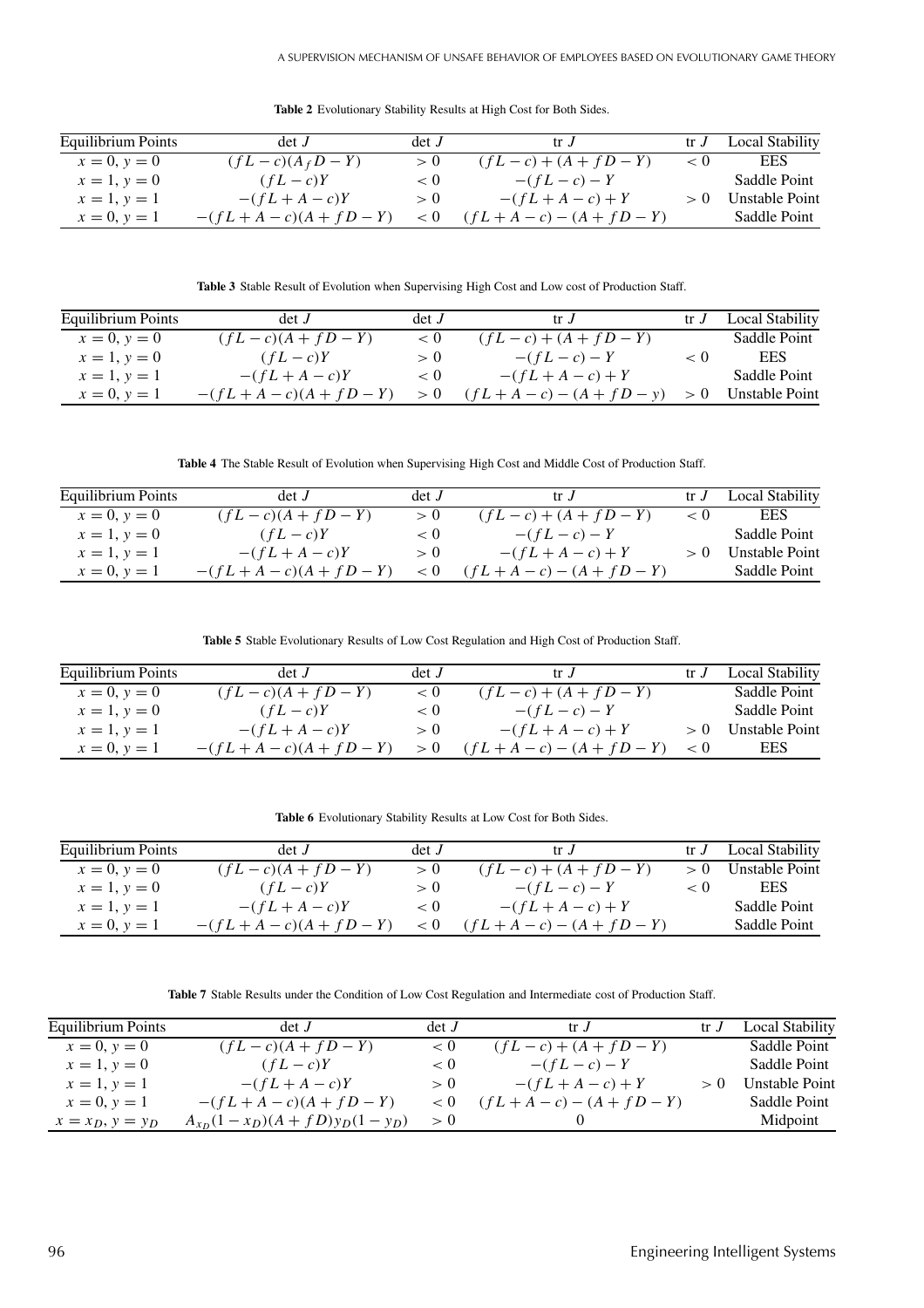**Table 2** Evolutionary Stability Results at High Cost for Both Sides.

| Equilibrium Points | det $J$ | det $J$ | tr $J$ | tr $J$ | Local Stability |
|---|---|---|---|---|---|
| $x = 0, y = 0$ | $(fL - c)(A_f D - Y)$ | $> 0$ | $(fL - c) + (A + fD - Y)$ | $< 0$ | EES |
| $x = 1, y = 0$ | $(fL - c)Y$ | $< 0$ | $-(fL - c)Y$ | | Saddle Point |
| $x = 1, y = 1$ | $-(fL + A - c)Y$ | $> 0$ | $-(fL + A - c) + Y$ | $> 0$ | Unstable Point |
| $x = 0, y = 1$ | $-(fL + A - c)(A + fD - Y)$ | $< 0$ | $(fL + A - c) - (A + fD - Y)$ | | Saddle Point |

**Table 3** Stable Result of Evolution when Supervising High Cost and Low cost of Production Staff.

| Equilibrium Points | det $J$ | det $J$ | tr $J$ | tr $J$ | Local Stability |
|---|---|---|---|---|---|
| $x = 0, y = 0$ | $(fL - c)(A + fD - Y)$ | $< 0$ | $(fL - c) + (A + fD - Y)$ | | Saddle Point |
| $x = 1, y = 0$ | $(fL - c)Y$ | $> 0$ | $-(fL - c) - Y$ | $< 0$ | EES |
| $x = 1, y = 1$ | $-(fL + A - c)Y$ | $< 0$ | $-(fL + A - c) + Y$ | | Saddle Point |
| $x = 0, y = 1$ | $-(fL + A - c)(A + fD - Y)$ | $> 0$ | $(fL + A - c) - (A + fD - y)$ | $> 0$ | Unstable Point |

**Table 4** The Stable Result of Evolution when Supervising High Cost and Middle Cost of Production Staff.

| Equilibrium Points | det $J$ | det $J$ | tr $J$ | tr $J$ | Local Stability |
|---|---|---|---|---|---|
| $x = 0, y = 0$ | $(fL - c)(A + fD - Y)$ | $> 0$ | $(fL - c) + (A + fD - Y)$ | $< 0$ | EES |
| $x = 1, y = 0$ | $(fL - c)Y$ | $< 0$ | $-(fL - c) - Y$ | | Saddle Point |
| $x = 1, y = 1$ | $-(fL + A - c)Y$ | $> 0$ | $-(fL + A - c) + Y$ | $> 0$ | Unstable Point |
| $x = 0, y = 1$ | $-(fL + A - c)(A + fD - Y)$ | $< 0$ | $(fL + A - c) - (A + fD - Y)$ | | Saddle Point |

**Table 5** Stable Evolutionary Results of Low Cost Regulation and High Cost of Production Staff.

| Equilibrium Points | det $J$ | det $J$ | tr $J$ | tr $J$ | Local Stability |
|---|---|---|---|---|---|
| $x = 0, y = 0$ | $(fL - c)(A + fD - Y)$ | $< 0$ | $(fL - c) + (A + fD - Y)$ | | Saddle Point |
| $x = 1, y = 0$ | $(fL - c)Y$ | $< 0$ | $-(fL - c) - Y$ | | Saddle Point |
| $x = 1, y = 1$ | $-(fL + A - c)Y$ | $> 0$ | $-(fL + A - c) + Y$ | $> 0$ | Unstable Point |
| $x = 0, y = 1$ | $-(fL + A - c)(A + fD - Y)$ | $> 0$ | $(fL + A - c) - (A + fD - Y)$ | $< 0$ | EES |

**Table 6** Evolutionary Stability Results at Low Cost for Both Sides.

| Equilibrium Points | det $J$ | det $J$ | tr $J$ | tr $J$ | Local Stability |
|---|---|---|---|---|---|
| $x = 0, y = 0$ | $(fL - c)(A + fD - Y)$ | $> 0$ | $(fL - c) + (A + fD - Y)$ | $> 0$ | Unstable Point |
| $x = 1, y = 0$ | $(fL - c)Y$ | $> 0$ | $-(fL - c) - Y$ | $< 0$ | EES |
| $x = 1, y = 1$ | $-(fL + A - c)Y$ | $< 0$ | $-(fL + A - c) + Y$ | | Saddle Point |
| $x = 0, y = 1$ | $-(fL + A - c)(A + fD - Y)$ | $< 0$ | $(fL + A - c) - (A + fD - Y)$ | | Saddle Point |

**Table 7** Stable Results under the Condition of Low Cost Regulation and Intermediate cost of Production Staff.

| Equilibrium Points | det $J$ | det $J$ | tr $J$ | tr $J$ | Local Stability |
|---|---|---|---|---|---|
| $x = 0, y = 0$ | $(fL - c)(A + fD - Y)$ | $< 0$ | $(fL - c) + (A + fD - Y)$ | | Saddle Point |
| $x = 1, y = 0$ | $(fL - c)Y$ | $< 0$ | $-(fL - c) - Y$ | | Saddle Point |
| $x = 1, y = 1$ | $-(fL + A - c)Y$ | $> 0$ | $-(fL + A - c) + Y$ | $> 0$ | Unstable Point |
| $x = 0, y = 1$ | $-(fL + A - c)(A + fD - Y)$ | $< 0$ | $(fL + A - c) - (A + fD - Y)$ | | Saddle Point |
| $x = x_D, y = y_D$ | $A_{x_D}(1 - x_D)(A + fD)y_D(1 - y_D)$ | $> 0$ | $0$ | | Midpoint |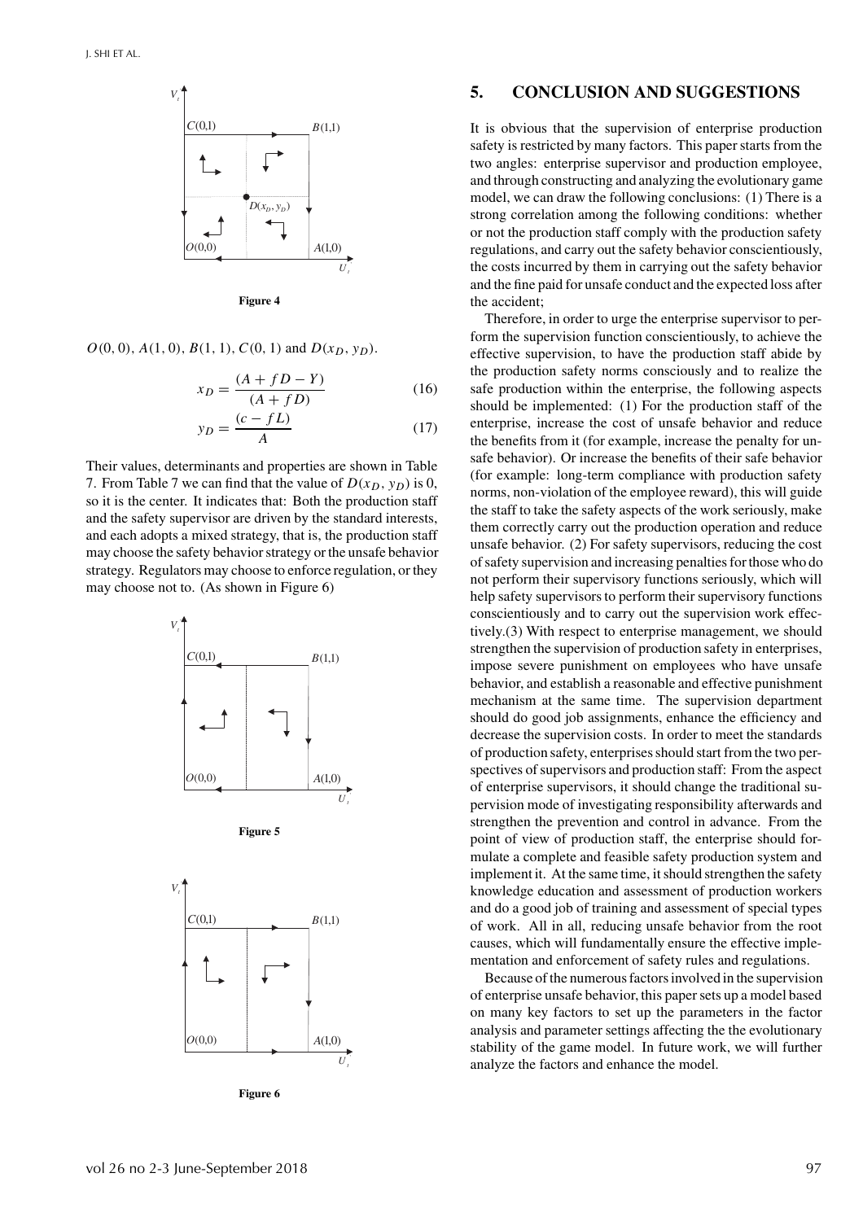Figure 4

$O(0,0)$, $A(1,0)$, $B(1,1)$, $C(0,1)$ and $D(x_D, y_D)$.

$$x_D = \frac{(A + fD - Y)}{(A + fD)} \tag{16}$$

$$y_D = \frac{(c - fL)}{A} \tag{17}$$

Their values, determinants and properties are shown in Table 7. From Table 7 we can find that the value of $D(x_D, y_D)$ is 0, so it is the center. It indicates that: Both the production staff and the safety supervisor are driven by the standard interests, and each adopts a mixed strategy, that is, the production staff may choose the safety behavior strategy or the unsafe behavior strategy. Regulators may choose to enforce regulation, or they may choose not to. (As shown in Figure 6)

Figure 5

Figure 6

## 5. CONCLUSION AND SUGGESTIONS

It is obvious that the supervision of enterprise production safety is restricted by many factors. This paper starts from the two angles: enterprise supervisor and production employee, and through constructing and analyzing the evolutionary game model, we can draw the following conclusions: (1) There is a strong correlation among the following conditions: whether or not the production staff comply with the production safety regulations, and carry out the safety behavior conscientiously, the costs incurred by them in carrying out the safety behavior and the fine paid for unsafe conduct and the expected loss after the accident;

Therefore, in order to urge the enterprise supervisor to perform the supervision function conscientiously, to achieve the effective supervision, to have the production staff abide by the production safety norms consciously and to realize the safe production within the enterprise, the following aspects should be implemented: (1) For the production staff of the enterprise, increase the cost of unsafe behavior and reduce the benefits from it (for example, increase the penalty for unsafe behavior). Or increase the benefits of their safe behavior (for example: long-term compliance with production safety norms, non-violation of the employee reward), this will guide the staff to take the safety aspects of the work seriously, make them correctly carry out the production operation and reduce unsafe behavior. (2) For safety supervisors, reducing the cost of safety supervision and increasing penalties for those who do not perform their supervisory functions seriously, which will help safety supervisors to perform their supervisory functions conscientiously and to carry out the supervision work effectively.(3) With respect to enterprise management, we should strengthen the supervision of production safety in enterprises, impose severe punishment on employees who have unsafe behavior, and establish a reasonable and effective punishment mechanism at the same time. The supervision department should do good job assignments, enhance the efficiency and decrease the supervision costs. In order to meet the standards of production safety, enterprises should start from the two perspectives of supervisors and production staff: From the aspect of enterprise supervisors, it should change the traditional supervision mode of investigating responsibility afterwards and strengthen the prevention and control in advance. From the point of view of production staff, the enterprise should formulate a complete and feasible safety production system and implement it. At the same time, it should strengthen the safety knowledge education and assessment of production workers and do a good job of training and assessment of special types of work. All in all, reducing unsafe behavior from the root causes, which will fundamentally ensure the effective implementation and enforcement of safety rules and regulations.

Because of the numerous factors involved in the supervision of enterprise unsafe behavior, this paper sets up a model based on many key factors to set up the parameters in the factor analysis and parameter settings affecting the the evolutionary stability of the game model. In future work, we will further analyze the factors and enhance the model.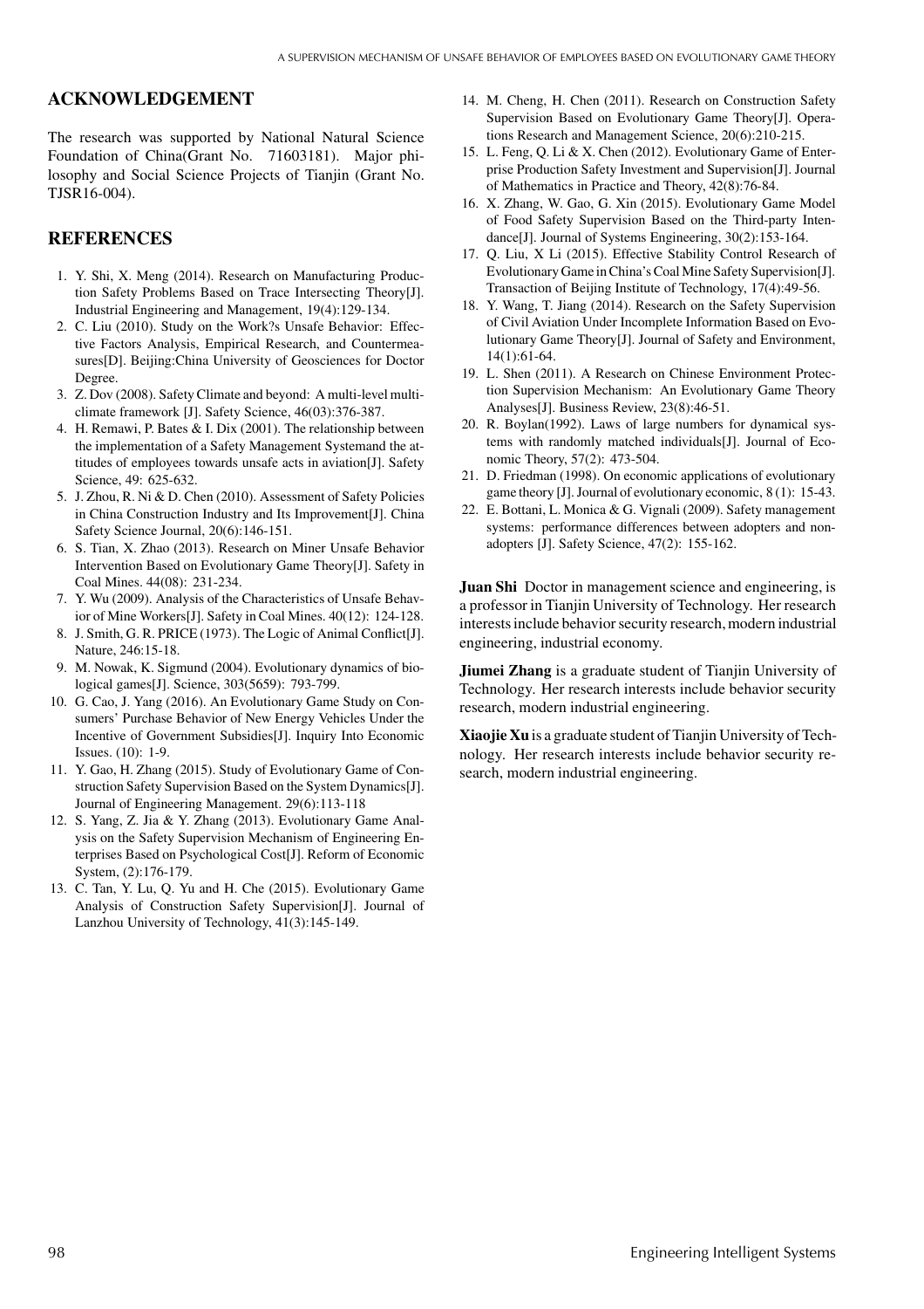## ACKNOWLEDGEMENT

The research was supported by National Natural Science Foundation of China(Grant No. 71603181). Major philosophy and Social Science Projects of Tianjin (Grant No. TJSR16-004).

## REFERENCES

1. Y. Shi, X. Meng (2014). Research on Manufacturing Production Safety Problems Based on Trace Intersecting Theory[J]. Industrial Engineering and Management, 19(4):129-134.
2. C. Liu (2010). Study on the Work?s Unsafe Behavior: Effective Factors Analysis, Empirical Research, and Countermeasures[D]. Beijing:China University of Geosciences for Doctor Degree.
3. Z. Dov (2008). Safety Climate and beyond: A multi-level multi-climate framework [J]. Safety Science, 46(03):376-387.
4. H. Remawi, P. Bates & I. Dix (2001). The relationship between the implementation of a Safety Management Systemand the attitudes of employees towards unsafe acts in aviation[J]. Safety Science, 49: 625-632.
5. J. Zhou, R. Ni & D. Chen (2010). Assessment of Safety Policies in China Construction Industry and Its Improvement[J]. China Safety Science Journal, 20(6):146-151.
6. S. Tian, X. Zhao (2013). Research on Miner Unsafe Behavior Intervention Based on Evolutionary Game Theory[J]. Safety in Coal Mines. 44(08): 231-234.
7. Y. Wu (2009). Analysis of the Characteristics of Unsafe Behavior of Mine Workers[J]. Safety in Coal Mines. 40(12): 124-128.
8. J. Smith, G. R. PRICE (1973). The Logic of Animal Conflict[J]. Nature, 246:15-18.
9. M. Nowak, K. Sigmund (2004). Evolutionary dynamics of biological games[J]. Science, 303(5659): 793-799.
10. G. Cao, J. Yang (2016). An Evolutionary Game Study on Consumers' Purchase Behavior of New Energy Vehicles Under the Incentive of Government Subsidies[J]. Inquiry Into Economic Issues. (10): 1-9.
11. Y. Gao, H. Zhang (2015). Study of Evolutionary Game of Construction Safety Supervision Based on the System Dynamics[J]. Journal of Engineering Management. 29(6):113-118
12. S. Yang, Z. Jia & Y. Zhang (2013). Evolutionary Game Analysis on the Safety Supervision Mechanism of Engineering Enterprises Based on Psychological Cost[J]. Reform of Economic System, (2):176-179.
13. C. Tan, Y. Lu, Q. Yu and H. Che (2015). Evolutionary Game Analysis of Construction Safety Supervision[J]. Journal of Lanzhou University of Technology, 41(3):145-149.
14. M. Cheng, H. Chen (2011). Research on Construction Safety Supervision Based on Evolutionary Game Theory[J]. Operations Research and Management Science, 20(6):210-215.
15. L. Feng, Q. Li & X. Chen (2012). Evolutionary Game of Enterprise Production Safety Investment and Supervision[J]. Journal of Mathematics in Practice and Theory, 42(8):76-84.
16. X. Zhang, W. Gao, G. Xin (2015). Evolutionary Game Model of Food Safety Supervision Based on the Third-party Intendance[J]. Journal of Systems Engineering, 30(2):153-164.
17. Q. Liu, X Li (2015). Effective Stability Control Research of Evolutionary Game in China's Coal Mine Safety Supervision[J]. Transaction of Beijing Institute of Technology, 17(4):49-56.
18. Y. Wang, T. Jiang (2014). Research on the Safety Supervision of Civil Aviation Under Incomplete Information Based on Evolutionary Game Theory[J]. Journal of Safety and Environment, 14(1):61-64.
19. L. Shen (2011). A Research on Chinese Environment Protection Supervision Mechanism: An Evolutionary Game Theory Analyses[J]. Business Review, 23(8):46-51.
20. R. Boylan(1992). Laws of large numbers for dynamical systems with randomly matched individuals[J]. Journal of Economic Theory, 57(2): 473-504.
21. D. Friedman (1998). On economic applications of evolutionary game theory [J]. Journal of evolutionary economic, 8 (1): 15-43.
22. E. Bottani, L. Monica & G. Vignali (2009). Safety management systems: performance differences between adopters and non-adopters [J]. Safety Science, 47(2): 155-162.

**Juan Shi** Doctor in management science and engineering, is a professor in Tianjin University of Technology. Her research interests include behavior security research, modern industrial engineering, industrial economy.

**Jiumei Zhang** is a graduate student of Tianjin University of Technology. Her research interests include behavior security research, modern industrial engineering.

**Xiaojie Xu** is a graduate student of Tianjin University of Technology. Her research interests include behavior security research, modern industrial engineering.